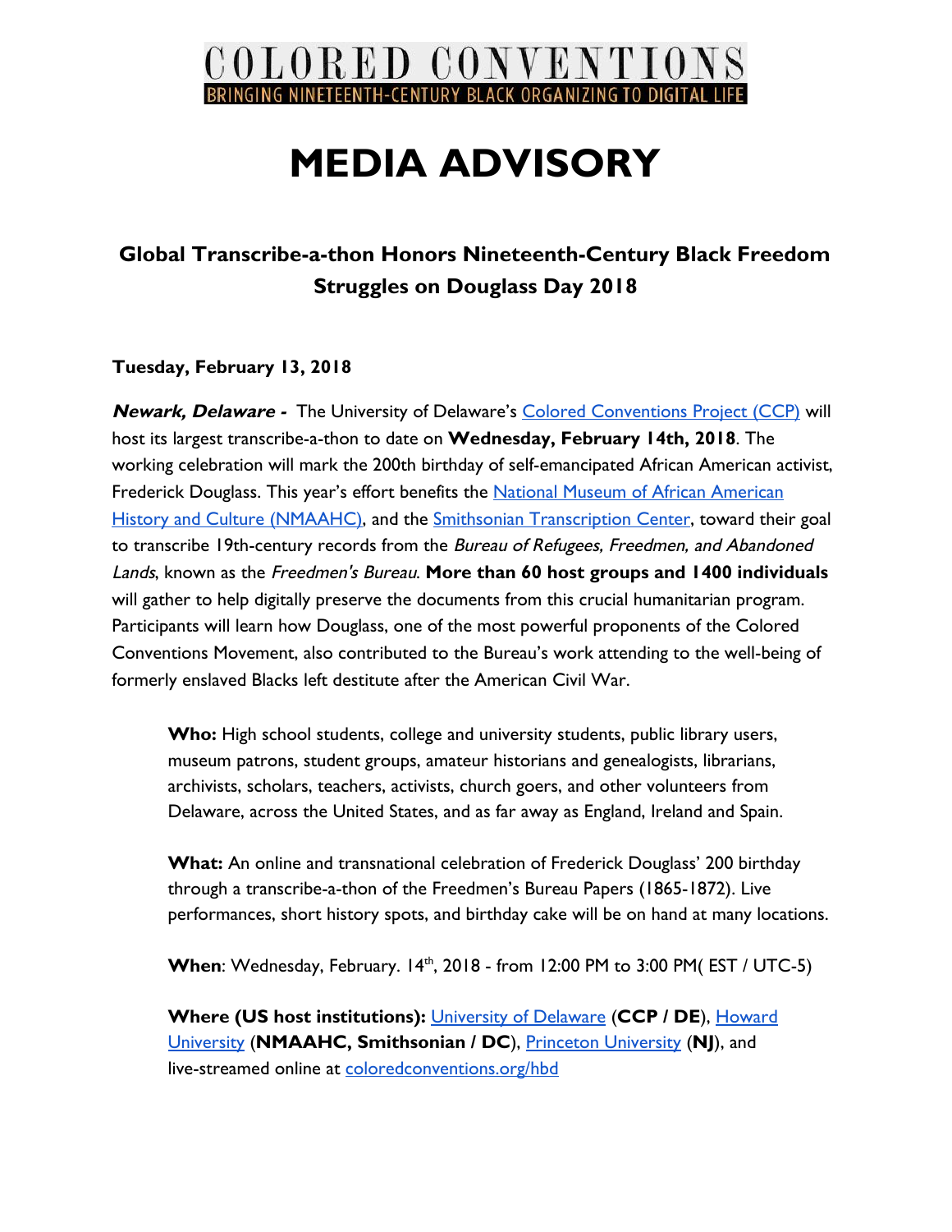# COLORED CONVENTIONS

BRINGING NINETEENTH-CENTURY BLACK ORGANIZING TO DIGITAL LIFE

# MEDIA ADVISORY

## Global Transcribe-a-thon Honors Nineteenth-Century Black Freedom Struggles on Douglass Day 2018

**Tuesday, February 13, 2018**

***Newark, Delaware -*** The University of Delaware's Colored Conventions Project (CCP) will host its largest transcribe-a-thon to date on **Wednesday, February 14th, 2018**. The working celebration will mark the 200th birthday of self-emancipated African American activist, Frederick Douglass. This year's effort benefits the National Museum of African American History and Culture (NMAAHC), and the Smithsonian Transcription Center, toward their goal to transcribe 19th-century records from the *Bureau of Refugees, Freedmen, and Abandoned Lands*, known as the *Freedmen's Bureau*. **More than 60 host groups and 1400 individuals** will gather to help digitally preserve the documents from this crucial humanitarian program. Participants will learn how Douglass, one of the most powerful proponents of the Colored Conventions Movement, also contributed to the Bureau's work attending to the well-being of formerly enslaved Blacks left destitute after the American Civil War.

> **Who:** High school students, college and university students, public library users, museum patrons, student groups, amateur historians and genealogists, librarians, archivists, scholars, teachers, activists, church goers, and other volunteers from Delaware, across the United States, and as far away as England, Ireland and Spain.
>
> **What:** An online and transnational celebration of Frederick Douglass' 200 birthday through a transcribe-a-thon of the Freedmen's Bureau Papers (1865-1872). Live performances, short history spots, and birthday cake will be on hand at many locations.
>
> **When**: Wednesday, February. 14th, 2018 - from 12:00 PM to 3:00 PM( EST / UTC-5)
>
> **Where (US host institutions):** University of Delaware (**CCP / DE**), Howard University (**NMAAHC, Smithsonian / DC**), Princeton University (**NJ**), and live-streamed online at coloredconventions.org/hbd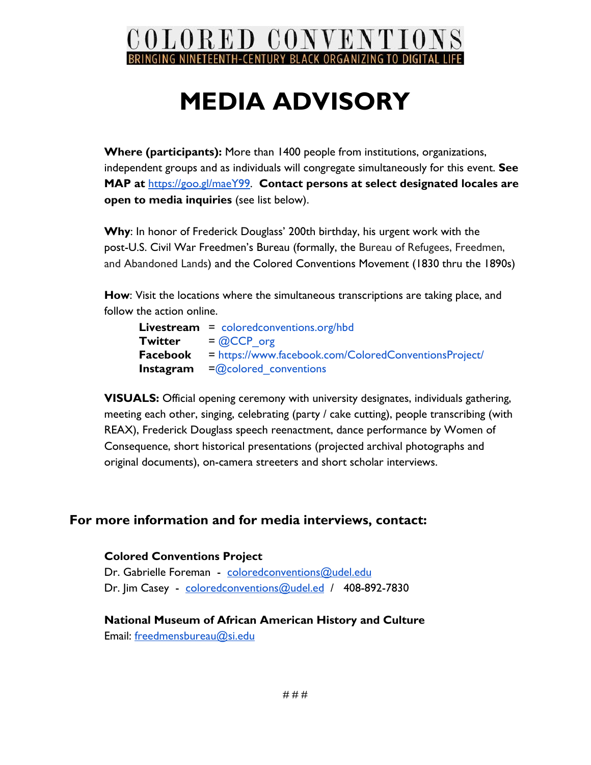COLORED CONVENTIONS
BRINGING NINETEENTH-CENTURY BLACK ORGANIZING TO DIGITAL LIFE

# MEDIA ADVISORY

**Where (participants):** More than 1400 people from institutions, organizations, independent groups and as individuals will congregate simultaneously for this event. **See MAP at** https://goo.gl/maeY99. **Contact persons at select designated locales are open to media inquiries** (see list below).

**Why**: In honor of Frederick Douglass' 200th birthday, his urgent work with the post-U.S. Civil War Freedmen's Bureau (formally, the Bureau of Refugees, Freedmen, and Abandoned Lands) and the Colored Conventions Movement (1830 thru the 1890s)

**How**: Visit the locations where the simultaneous transcriptions are taking place, and follow the action online.

**Livestream** = coloredconventions.org/hbd
**Twitter** = @CCP_org
**Facebook** = https://www.facebook.com/ColoredConventionsProject/
**Instagram** =@colored_conventions

**VISUALS:** Official opening ceremony with university designates, individuals gathering, meeting each other, singing, celebrating (party / cake cutting), people transcribing (with REAX), Frederick Douglass speech reenactment, dance performance by Women of Consequence, short historical presentations (projected archival photographs and original documents), on-camera streeters and short scholar interviews.

## For more information and for media interviews, contact:

**Colored Conventions Project**
Dr. Gabrielle Foreman - coloredconventions@udel.edu
Dr. Jim Casey - coloredconventions@udel.ed / 408-892-7830

**National Museum of African American History and Culture**
Email: freedmensbureau@si.edu

# # #